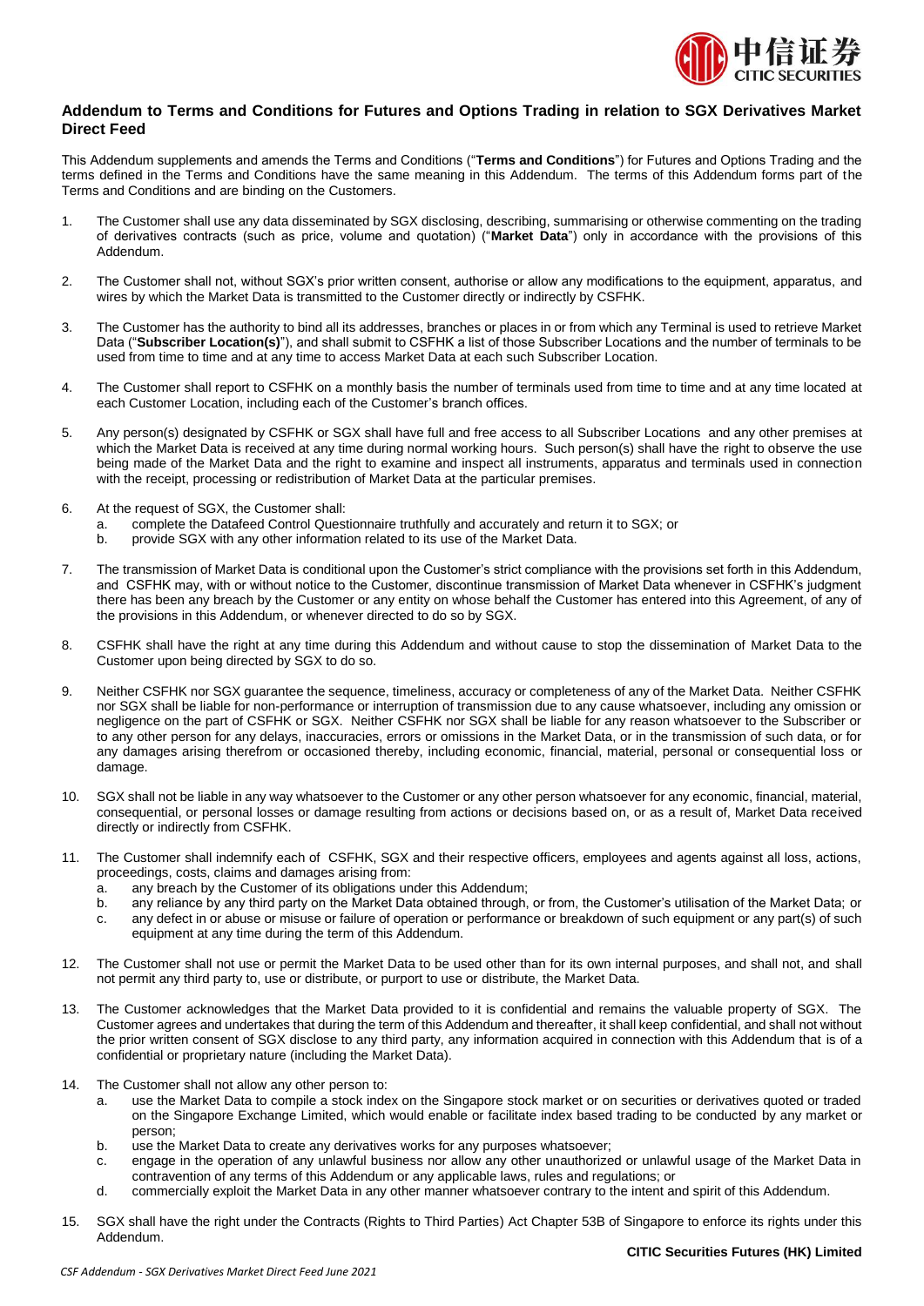# Addendum to Terms and Conditions for Futures and Options Trading in relation to SGX Derivatives Market Direct Feed

This Addendum supplements and amends the Terms and Conditions ("**Terms and Conditions**") for Futures and Options Trading and the terms defined in the Terms and Conditions have the same meaning in this Addendum. The terms of this Addendum forms part of the Terms and Conditions and are binding on the Customers.

1. The Customer shall use any data disseminated by SGX disclosing, describing, summarising or otherwise commenting on the trading of derivatives contracts (such as price, volume and quotation) ("**Market Data**") only in accordance with the provisions of this Addendum.

2. The Customer shall not, without SGX's prior written consent, authorise or allow any modifications to the equipment, apparatus, and wires by which the Market Data is transmitted to the Customer directly or indirectly by CSFHK.

3. The Customer has the authority to bind all its addresses, branches or places in or from which any Terminal is used to retrieve Market Data ("**Subscriber Location(s)**"), and shall submit to CSFHK a list of those Subscriber Locations and the number of terminals to be used from time to time and at any time to access Market Data at each such Subscriber Location.

4. The Customer shall report to CSFHK on a monthly basis the number of terminals used from time to time and at any time located at each Customer Location, including each of the Customer's branch offices.

5. Any person(s) designated by CSFHK or SGX shall have full and free access to all Subscriber Locations and any other premises at which the Market Data is received at any time during normal working hours. Such person(s) shall have the right to observe the use being made of the Market Data and the right to examine and inspect all instruments, apparatus and terminals used in connection with the receipt, processing or redistribution of Market Data at the particular premises.

6. At the request of SGX, the Customer shall:
   a. complete the Datafeed Control Questionnaire truthfully and accurately and return it to SGX; or
   b. provide SGX with any other information related to its use of the Market Data.

7. The transmission of Market Data is conditional upon the Customer's strict compliance with the provisions set forth in this Addendum, and CSFHK may, with or without notice to the Customer, discontinue transmission of Market Data whenever in CSFHK's judgment there has been any breach by the Customer or any entity on whose behalf the Customer has entered into this Agreement, of any of the provisions in this Addendum, or whenever directed to do so by SGX.

8. CSFHK shall have the right at any time during this Addendum and without cause to stop the dissemination of Market Data to the Customer upon being directed by SGX to do so.

9. Neither CSFHK nor SGX guarantee the sequence, timeliness, accuracy or completeness of any of the Market Data. Neither CSFHK nor SGX shall be liable for non-performance or interruption of transmission due to any cause whatsoever, including any omission or negligence on the part of CSFHK or SGX. Neither CSFHK nor SGX shall be liable for any reason whatsoever to the Subscriber or to any other person for any delays, inaccuracies, errors or omissions in the Market Data, or in the transmission of such data, or for any damages arising therefrom or occasioned thereby, including economic, financial, material, personal or consequential loss or damage.

10. SGX shall not be liable in any way whatsoever to the Customer or any other person whatsoever for any economic, financial, material, consequential, or personal losses or damage resulting from actions or decisions based on, or as a result of, Market Data received directly or indirectly from CSFHK.

11. The Customer shall indemnify each of CSFHK, SGX and their respective officers, employees and agents against all loss, actions, proceedings, costs, claims and damages arising from:
    a. any breach by the Customer of its obligations under this Addendum;
    b. any reliance by any third party on the Market Data obtained through, or from, the Customer's utilisation of the Market Data; or
    c. any defect in or abuse or misuse or failure of operation or performance or breakdown of such equipment or any part(s) of such equipment at any time during the term of this Addendum.

12. The Customer shall not use or permit the Market Data to be used other than for its own internal purposes, and shall not, and shall not permit any third party to, use or distribute, or purport to use or distribute, the Market Data.

13. The Customer acknowledges that the Market Data provided to it is confidential and remains the valuable property of SGX. The Customer agrees and undertakes that during the term of this Addendum and thereafter, it shall keep confidential, and shall not without the prior written consent of SGX disclose to any third party, any information acquired in connection with this Addendum that is of a confidential or proprietary nature (including the Market Data).

14. The Customer shall not allow any other person to:
    a. use the Market Data to compile a stock index on the Singapore stock market or on securities or derivatives quoted or traded on the Singapore Exchange Limited, which would enable or facilitate index based trading to be conducted by any market or person;
    b. use the Market Data to create any derivatives works for any purposes whatsoever;
    c. engage in the operation of any unlawful business nor allow any other unauthorized or unlawful usage of the Market Data in contravention of any terms of this Addendum or any applicable laws, rules and regulations; or
    d. commercially exploit the Market Data in any other manner whatsoever contrary to the intent and spirit of this Addendum.

15. SGX shall have the right under the Contracts (Rights to Third Parties) Act Chapter 53B of Singapore to enforce its rights under this Addendum.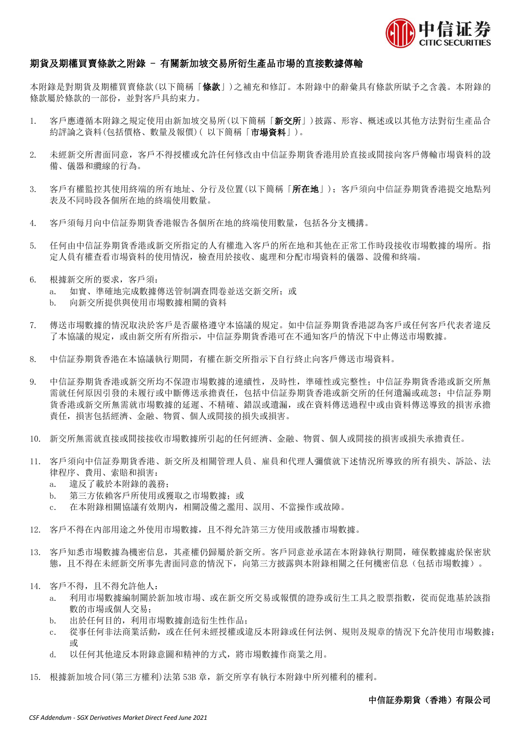## 期貨及期權買賣條款之附錄 – 有關新加坡交易所衍生產品市場的直接數據傳輸

本附錄是對期貨及期權買賣條款(以下簡稱「**條款**」)之補充和修訂。本附錄中的辭彙具有條款所賦予之含義。本附錄的條款屬於條款的一部份，並對客戶具約束力。

1. 客戶應遵循本附錄之規定使用由新加坡交易所(以下簡稱「**新交所**」)披露、形容、概述或以其他方法對衍生產品合約評論之資料(包括價格、數量及報價)( 以下簡稱「**市場資料**」)。

2. 未經新交所書面同意，客戶不得授權或允許任何修改由中信証券期貨香港用於直接或間接向客戶傳輸市場資料的設備、儀器和纜線的行為。

3. 客戶有權監控其使用終端的所有地址、分行及位置(以下簡稱「**所在地**」)；客戶須向中信証券期貨香港提交地點列表及不同時段各個所在地的終端使用數量。

4. 客戶須每月向中信証券期貨香港報告各個所在地的終端使用數量，包括各分支機搆。

5. 任何由中信証券期貨香港或新交所指定的人有權進入客戶的所在地和其他在正常工作時段接收市場數據的場所。指定人員有權查看市場資料的使用情況，檢查用於接收、處理和分配市場資料的儀器、設備和終端。

6. 根據新交所的要求，客戶須：
   a. 如實、準確地完成數據傳送管制調查問卷並送交新交所；或
   b. 向新交所提供與使用市場數據相關的資料

7. 傳送市場數據的情況取決於客戶是否嚴格遵守本協議的規定。如中信証券期貨香港認為客戶或任何客戶代表者違反了本協議的規定，或由新交所有所指示，中信証券期貨香港可在不通知客戶的情況下中止傳送市場數據。

8. 中信証券期貨香港在本協議執行期間，有權在新交所指示下自行終止向客戶傳送市場資料。

9. 中信証券期貨香港或新交所均不保證市場數據的連續性，及時性，準確性或完整性；中信証券期貨香港或新交所無需就任何原因引發的未履行或中斷傳送承擔責任，包括中信証券期貨香港或新交所的任何遺漏或疏忽；中信証券期貨香港或新交所無需就市場數據的延遲、不精確、錯誤或遺漏，或在資料傳送過程中或由資料傳送導致的損害承擔責任，損害包括經濟、金融、物質、個人或間接的損失或損害。

10. 新交所無需就直接或間接接收市場數據所引起的任何經濟、金融、物質、個人或間接的損害或損失承擔責任。

11. 客戶須向中信証券期貨香港、新交所及相關管理人員、雇員和代理人彌償就下述情況所導致的所有損失、訴訟、法律程序、費用、索賠和損害：
    a. 違反了載於本附錄的義務；
    b. 第三方依賴客戶所使用或獲取之市場數據；或
    c. 在本附錄相關協議有效期內，相關設備之濫用、誤用、不當操作或故障。

12. 客戶不得在內部用途之外使用市場數據，且不得允許第三方使用或散播市場數據。

13. 客戶知悉市場數據為機密信息，其產權仍歸屬於新交所。客戶同意並承諾在本附錄執行期間，確保數據處於保密狀態，且不得在未經新交所事先書面同意的情況下，向第三方披露與本附錄相關之任何機密信息（包括市場數據）。

14. 客戶不得，且不得允許他人：
    a. 利用市場數據編制關於新加坡市場、或在新交所交易或報價的證券或衍生工具之股票指數，從而促進基於該指數的市場或個人交易；
    b. 出於任何目的，利用市場數據創造衍生性作品；
    c. 從事任何非法商業活動，或在任何未經授權或違反本附錄或任何法例、規則及規章的情況下允許使用市場數據；或
    d. 以任何其他違反本附錄意圖和精神的方式，將市場數據作商業之用。

15. 根據新加坡合同(第三方權利)法第 53B 章，新交所享有執行本附錄中所列權利的權利。

**中信証券期貨（香港）有限公司**

*CSF Addendum - SGX Derivatives Market Direct Feed June 2021*